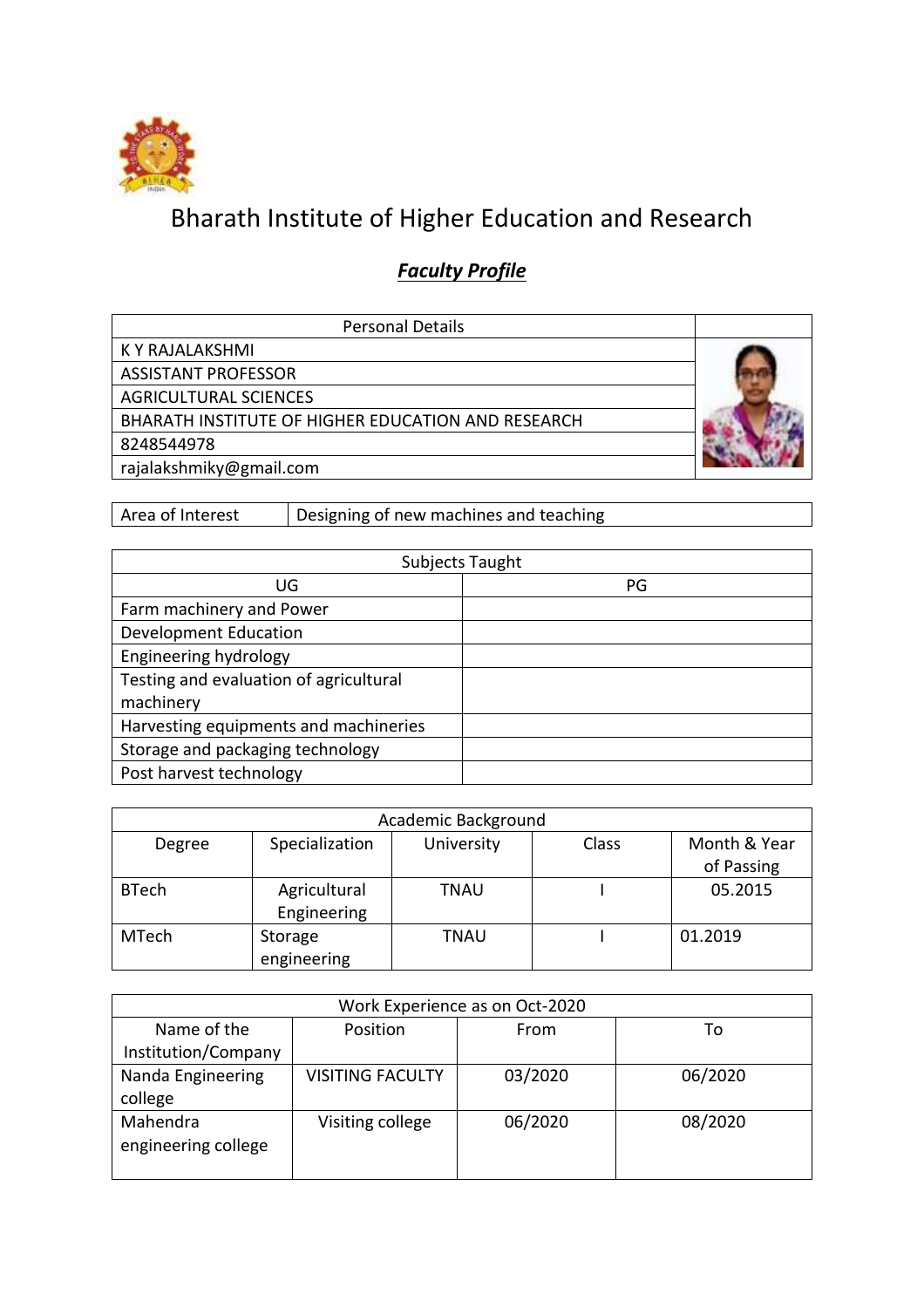# Bharath Institute of Higher Education and Research

## ***Faculty Profile***

| Personal Details |
| --- |
| K Y RAJALAKSHMI |
| ASSISTANT PROFESSOR |
| AGRICULTURAL SCIENCES |
| BHARATH INSTITUTE OF HIGHER EDUCATION AND RESEARCH |
| 8248544978 |
| rajalakshmiky@gmail.com |

| Area of Interest | Designing of new machines and teaching |
| --- | --- |

| Subjects Taught | |
| --- | --- |
| UG | PG |
| Farm machinery and Power | |
| Development Education | |
| Engineering hydrology | |
| Testing and evaluation of agricultural machinery | |
| Harvesting equipments and machineries | |
| Storage and packaging technology | |
| Post harvest technology | |

| Academic Background | | | | |
| --- | --- | --- | --- | --- |
| Degree | Specialization | University | Class | Month & Year of Passing |
| BTech | Agricultural Engineering | TNAU | I | 05.2015 |
| MTech | Storage engineering | TNAU | I | 01.2019 |

| Work Experience as on Oct-2020 | | | |
| --- | --- | --- | --- |
| Name of the Institution/Company | Position | From | To |
| Nanda Engineering college | VISITING FACULTY | 03/2020 | 06/2020 |
| Mahendra engineering college | Visiting college | 06/2020 | 08/2020 |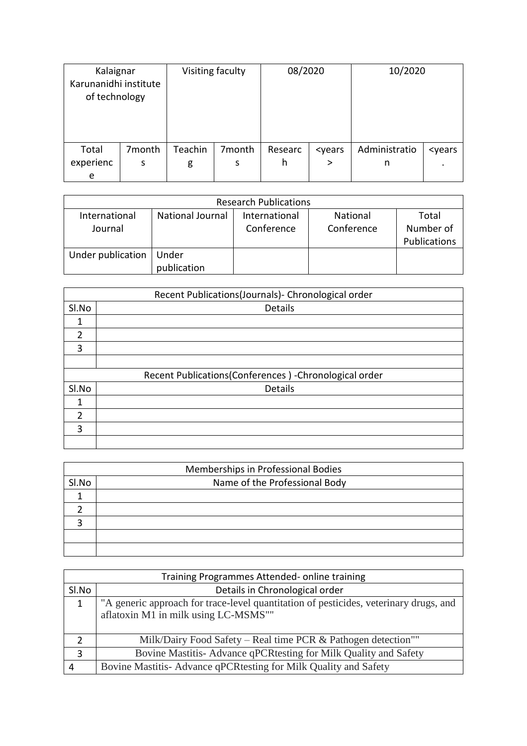| Kalaignar Karunanidhi institute of technology | | Visiting faculty | | 08/2020 | | 10/2020 | |
|---|---|---|---|---|---|---|---|
| Total experience | 7months | Teaching | 7months | Research | <years> | Administration | <years. |

| Research Publications | | | | |
|---|---|---|---|---|
| International Journal | National Journal | International Conference | National Conference | Total Number of Publications |
| Under publication | Under publication | | | |

| Recent Publications(Journals)- Chronological order | |
|---|---|
| Sl.No | Details |
| 1 | |
| 2 | |
| 3 | |
| | |
| Recent Publications(Conferences ) -Chronological order | |
| Sl.No | Details |
| 1 | |
| 2 | |
| 3 | |
| | |

| Memberships in Professional Bodies | |
|---|---|
| Sl.No | Name of the Professional Body |
| 1 | |
| 2 | |
| 3 | |
| | |
| | |

| Training Programmes Attended- online training | |
|---|---|
| Sl.No | Details in Chronological order |
| 1 | "A generic approach for trace-level quantitation of pesticides, veterinary drugs, and aflatoxin M1 in milk using LC-MSMS"" |
| 2 | Milk/Dairy Food Safety – Real time PCR & Pathogen detection"" |
| 3 | Bovine Mastitis- Advance qPCRtesting for Milk Quality and Safety |
| 4 | Bovine Mastitis- Advance qPCRtesting for Milk Quality and Safety |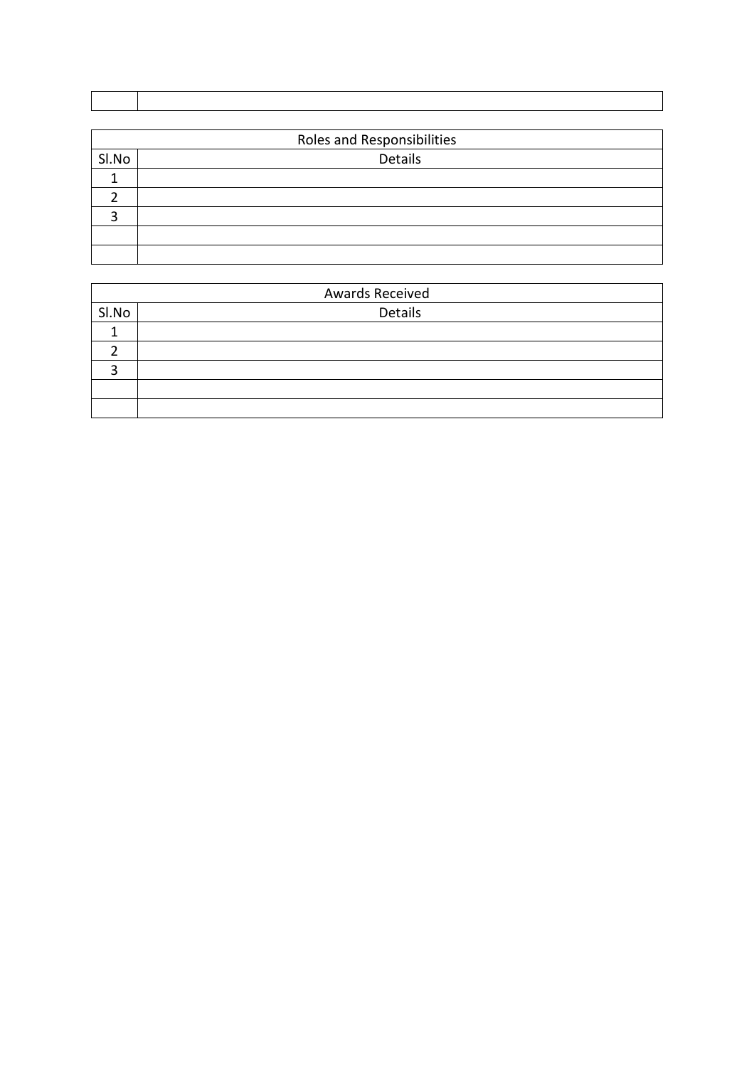| | |
|---|---|
| | |

| Roles and Responsibilities | |
|---|---|
| Sl.No | Details |
| 1 | |
| 2 | |
| 3 | |
| | |
| | |

| Awards Received | |
|---|---|
| Sl.No | Details |
| 1 | |
| 2 | |
| 3 | |
| | |
| | |